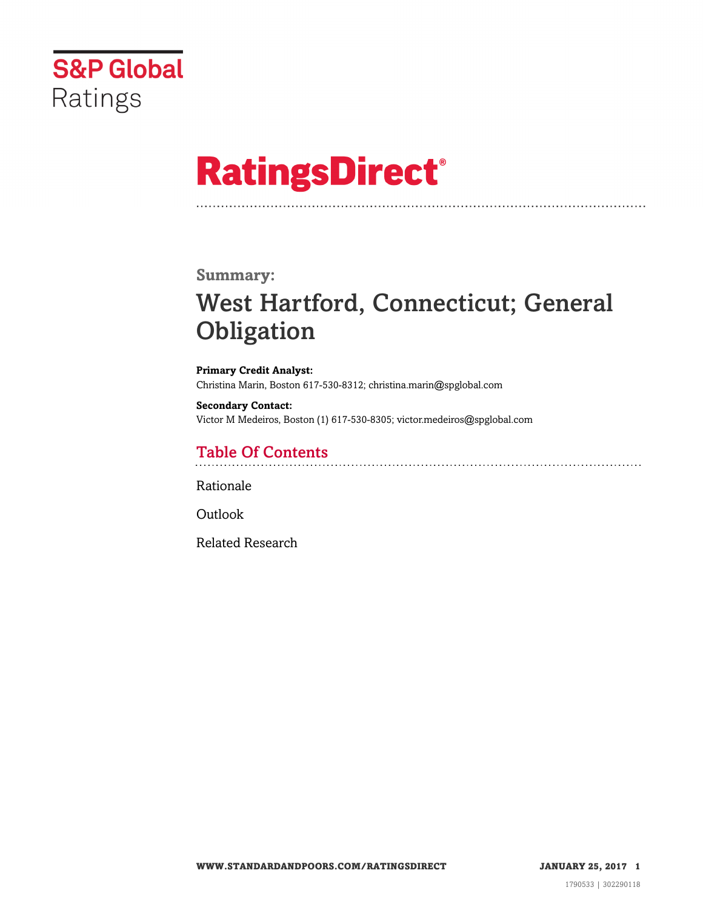S&P Global Ratings

# RatingsDirect®

## Summary:

# West Hartford, Connecticut; General Obligation

**Primary Credit Analyst:**
Christina Marin, Boston 617-530-8312; christina.marin@spglobal.com

**Secondary Contact:**
Victor M Medeiros, Boston (1) 617-530-8305; victor.medeiros@spglobal.com

## Table Of Contents

Rationale

Outlook

Related Research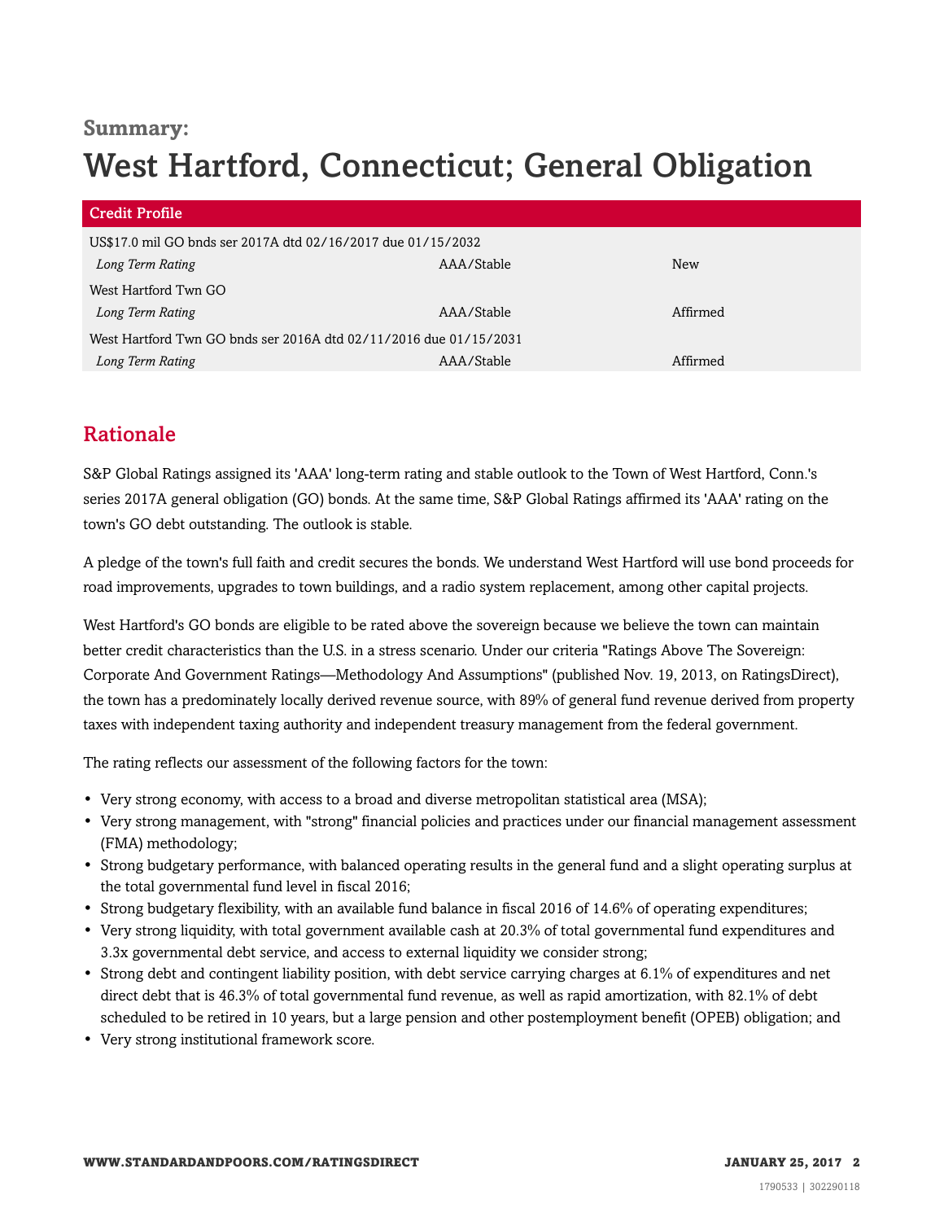**Summary:**

# West Hartford, Connecticut; General Obligation

| Credit Profile | | |
|---|---|---|
| US$17.0 mil GO bnds ser 2017A dtd 02/16/2017 due 01/15/2032 | | |
| *Long Term Rating* | AAA/Stable | New |
| West Hartford Twn GO | | |
| *Long Term Rating* | AAA/Stable | Affirmed |
| West Hartford Twn GO bnds ser 2016A dtd 02/11/2016 due 01/15/2031 | | |
| *Long Term Rating* | AAA/Stable | Affirmed |

## Rationale

S&P Global Ratings assigned its 'AAA' long-term rating and stable outlook to the Town of West Hartford, Conn.'s series 2017A general obligation (GO) bonds. At the same time, S&P Global Ratings affirmed its 'AAA' rating on the town's GO debt outstanding. The outlook is stable.

A pledge of the town's full faith and credit secures the bonds. We understand West Hartford will use bond proceeds for road improvements, upgrades to town buildings, and a radio system replacement, among other capital projects.

West Hartford's GO bonds are eligible to be rated above the sovereign because we believe the town can maintain better credit characteristics than the U.S. in a stress scenario. Under our criteria "Ratings Above The Sovereign: Corporate And Government Ratings—Methodology And Assumptions" (published Nov. 19, 2013, on RatingsDirect), the town has a predominately locally derived revenue source, with 89% of general fund revenue derived from property taxes with independent taxing authority and independent treasury management from the federal government.

The rating reflects our assessment of the following factors for the town:

- Very strong economy, with access to a broad and diverse metropolitan statistical area (MSA);
- Very strong management, with "strong" financial policies and practices under our financial management assessment (FMA) methodology;
- Strong budgetary performance, with balanced operating results in the general fund and a slight operating surplus at the total governmental fund level in fiscal 2016;
- Strong budgetary flexibility, with an available fund balance in fiscal 2016 of 14.6% of operating expenditures;
- Very strong liquidity, with total government available cash at 20.3% of total governmental fund expenditures and 3.3x governmental debt service, and access to external liquidity we consider strong;
- Strong debt and contingent liability position, with debt service carrying charges at 6.1% of expenditures and net direct debt that is 46.3% of total governmental fund revenue, as well as rapid amortization, with 82.1% of debt scheduled to be retired in 10 years, but a large pension and other postemployment benefit (OPEB) obligation; and
- Very strong institutional framework score.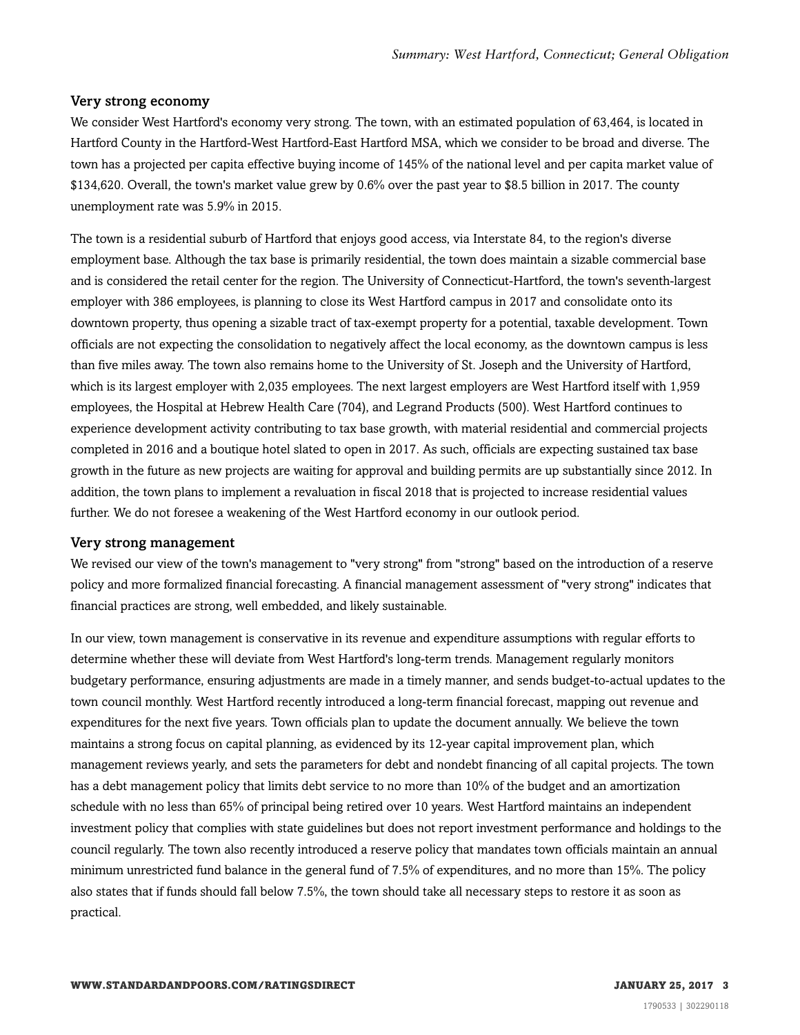### Very strong economy

We consider West Hartford's economy very strong. The town, with an estimated population of 63,464, is located in Hartford County in the Hartford-West Hartford-East Hartford MSA, which we consider to be broad and diverse. The town has a projected per capita effective buying income of 145% of the national level and per capita market value of $134,620. Overall, the town's market value grew by 0.6% over the past year to $8.5 billion in 2017. The county unemployment rate was 5.9% in 2015.

The town is a residential suburb of Hartford that enjoys good access, via Interstate 84, to the region's diverse employment base. Although the tax base is primarily residential, the town does maintain a sizable commercial base and is considered the retail center for the region. The University of Connecticut-Hartford, the town's seventh-largest employer with 386 employees, is planning to close its West Hartford campus in 2017 and consolidate onto its downtown property, thus opening a sizable tract of tax-exempt property for a potential, taxable development. Town officials are not expecting the consolidation to negatively affect the local economy, as the downtown campus is less than five miles away. The town also remains home to the University of St. Joseph and the University of Hartford, which is its largest employer with 2,035 employees. The next largest employers are West Hartford itself with 1,959 employees, the Hospital at Hebrew Health Care (704), and Legrand Products (500). West Hartford continues to experience development activity contributing to tax base growth, with material residential and commercial projects completed in 2016 and a boutique hotel slated to open in 2017. As such, officials are expecting sustained tax base growth in the future as new projects are waiting for approval and building permits are up substantially since 2012. In addition, the town plans to implement a revaluation in fiscal 2018 that is projected to increase residential values further. We do not foresee a weakening of the West Hartford economy in our outlook period.

### Very strong management

We revised our view of the town's management to "very strong" from "strong" based on the introduction of a reserve policy and more formalized financial forecasting. A financial management assessment of "very strong" indicates that financial practices are strong, well embedded, and likely sustainable.

In our view, town management is conservative in its revenue and expenditure assumptions with regular efforts to determine whether these will deviate from West Hartford's long-term trends. Management regularly monitors budgetary performance, ensuring adjustments are made in a timely manner, and sends budget-to-actual updates to the town council monthly. West Hartford recently introduced a long-term financial forecast, mapping out revenue and expenditures for the next five years. Town officials plan to update the document annually. We believe the town maintains a strong focus on capital planning, as evidenced by its 12-year capital improvement plan, which management reviews yearly, and sets the parameters for debt and nondebt financing of all capital projects. The town has a debt management policy that limits debt service to no more than 10% of the budget and an amortization schedule with no less than 65% of principal being retired over 10 years. West Hartford maintains an independent investment policy that complies with state guidelines but does not report investment performance and holdings to the council regularly. The town also recently introduced a reserve policy that mandates town officials maintain an annual minimum unrestricted fund balance in the general fund of 7.5% of expenditures, and no more than 15%. The policy also states that if funds should fall below 7.5%, the town should take all necessary steps to restore it as soon as practical.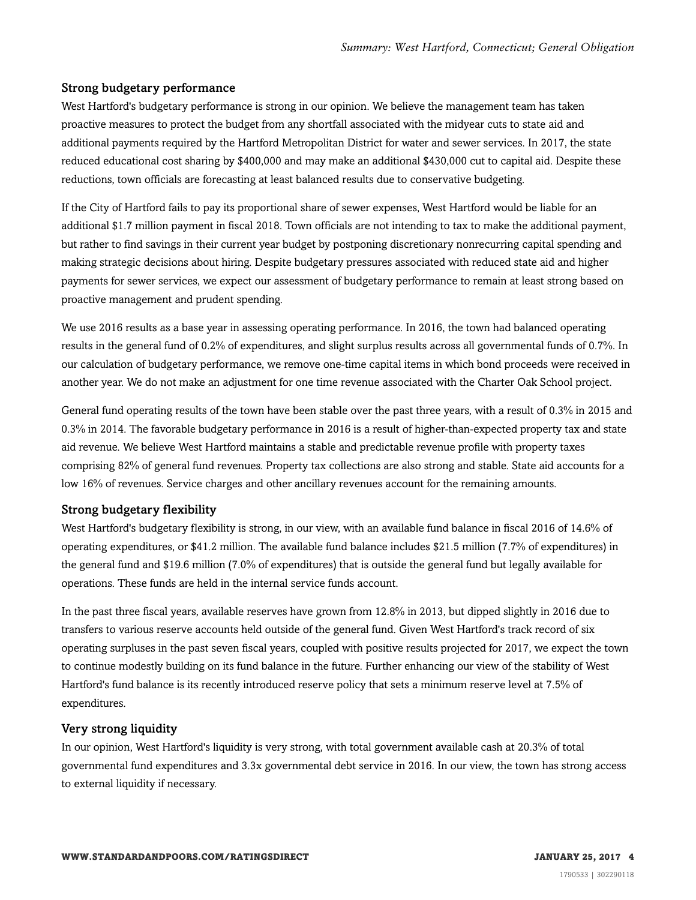### Strong budgetary performance

West Hartford's budgetary performance is strong in our opinion. We believe the management team has taken proactive measures to protect the budget from any shortfall associated with the midyear cuts to state aid and additional payments required by the Hartford Metropolitan District for water and sewer services. In 2017, the state reduced educational cost sharing by $400,000 and may make an additional $430,000 cut to capital aid. Despite these reductions, town officials are forecasting at least balanced results due to conservative budgeting.

If the City of Hartford fails to pay its proportional share of sewer expenses, West Hartford would be liable for an additional $1.7 million payment in fiscal 2018. Town officials are not intending to tax to make the additional payment, but rather to find savings in their current year budget by postponing discretionary nonrecurring capital spending and making strategic decisions about hiring. Despite budgetary pressures associated with reduced state aid and higher payments for sewer services, we expect our assessment of budgetary performance to remain at least strong based on proactive management and prudent spending.

We use 2016 results as a base year in assessing operating performance. In 2016, the town had balanced operating results in the general fund of 0.2% of expenditures, and slight surplus results across all governmental funds of 0.7%. In our calculation of budgetary performance, we remove one-time capital items in which bond proceeds were received in another year. We do not make an adjustment for one time revenue associated with the Charter Oak School project.

General fund operating results of the town have been stable over the past three years, with a result of 0.3% in 2015 and 0.3% in 2014. The favorable budgetary performance in 2016 is a result of higher-than-expected property tax and state aid revenue. We believe West Hartford maintains a stable and predictable revenue profile with property taxes comprising 82% of general fund revenues. Property tax collections are also strong and stable. State aid accounts for a low 16% of revenues. Service charges and other ancillary revenues account for the remaining amounts.

### Strong budgetary flexibility

West Hartford's budgetary flexibility is strong, in our view, with an available fund balance in fiscal 2016 of 14.6% of operating expenditures, or $41.2 million. The available fund balance includes $21.5 million (7.7% of expenditures) in the general fund and $19.6 million (7.0% of expenditures) that is outside the general fund but legally available for operations. These funds are held in the internal service funds account.

In the past three fiscal years, available reserves have grown from 12.8% in 2013, but dipped slightly in 2016 due to transfers to various reserve accounts held outside of the general fund. Given West Hartford's track record of six operating surpluses in the past seven fiscal years, coupled with positive results projected for 2017, we expect the town to continue modestly building on its fund balance in the future. Further enhancing our view of the stability of West Hartford's fund balance is its recently introduced reserve policy that sets a minimum reserve level at 7.5% of expenditures.

### Very strong liquidity

In our opinion, West Hartford's liquidity is very strong, with total government available cash at 20.3% of total governmental fund expenditures and 3.3x governmental debt service in 2016. In our view, the town has strong access to external liquidity if necessary.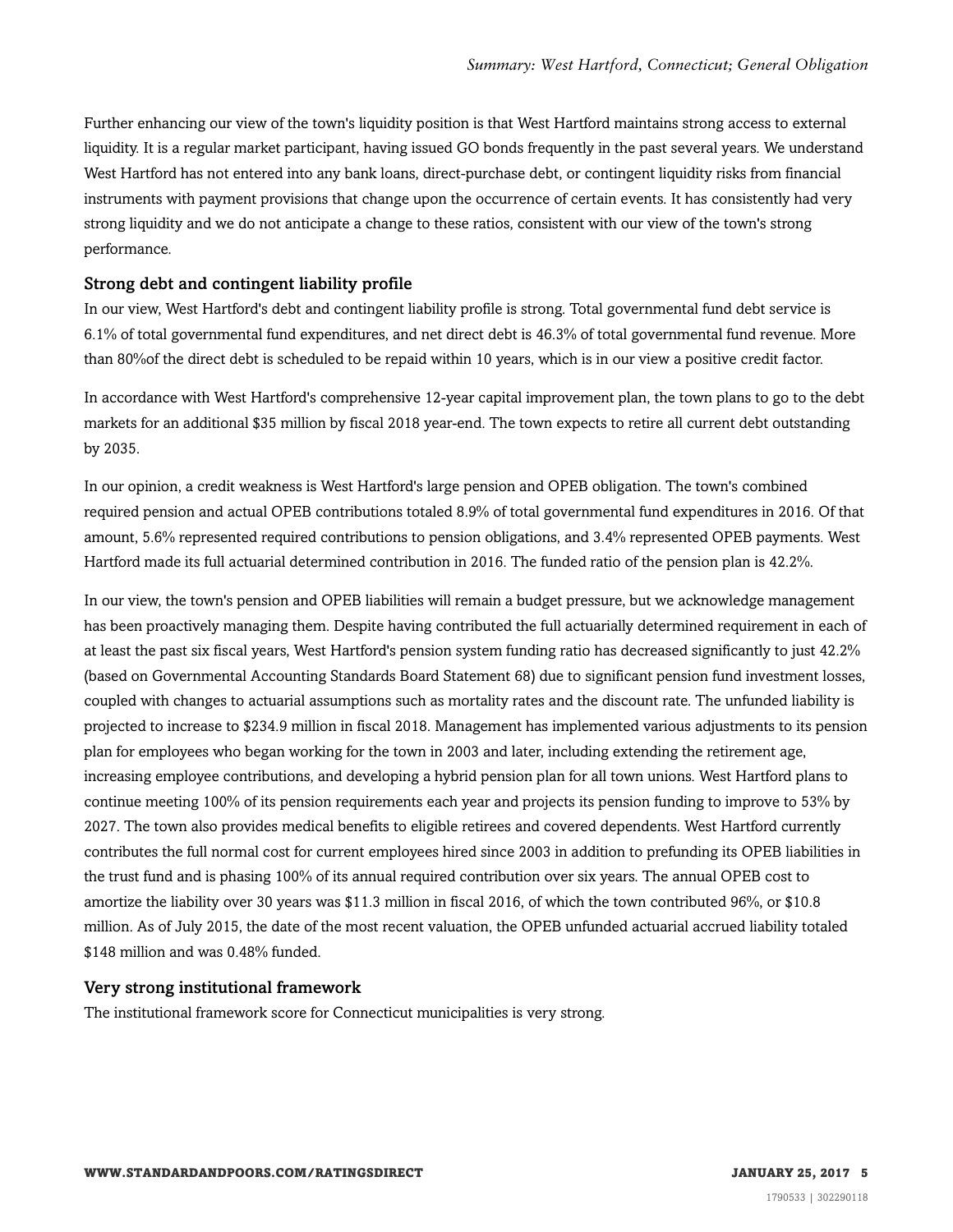Further enhancing our view of the town's liquidity position is that West Hartford maintains strong access to external liquidity. It is a regular market participant, having issued GO bonds frequently in the past several years. We understand West Hartford has not entered into any bank loans, direct-purchase debt, or contingent liquidity risks from financial instruments with payment provisions that change upon the occurrence of certain events. It has consistently had very strong liquidity and we do not anticipate a change to these ratios, consistent with our view of the town's strong performance.

### Strong debt and contingent liability profile

In our view, West Hartford's debt and contingent liability profile is strong. Total governmental fund debt service is 6.1% of total governmental fund expenditures, and net direct debt is 46.3% of total governmental fund revenue. More than 80%of the direct debt is scheduled to be repaid within 10 years, which is in our view a positive credit factor.

In accordance with West Hartford's comprehensive 12-year capital improvement plan, the town plans to go to the debt markets for an additional $35 million by fiscal 2018 year-end. The town expects to retire all current debt outstanding by 2035.

In our opinion, a credit weakness is West Hartford's large pension and OPEB obligation. The town's combined required pension and actual OPEB contributions totaled 8.9% of total governmental fund expenditures in 2016. Of that amount, 5.6% represented required contributions to pension obligations, and 3.4% represented OPEB payments. West Hartford made its full actuarial determined contribution in 2016. The funded ratio of the pension plan is 42.2%.

In our view, the town's pension and OPEB liabilities will remain a budget pressure, but we acknowledge management has been proactively managing them. Despite having contributed the full actuarially determined requirement in each of at least the past six fiscal years, West Hartford's pension system funding ratio has decreased significantly to just 42.2% (based on Governmental Accounting Standards Board Statement 68) due to significant pension fund investment losses, coupled with changes to actuarial assumptions such as mortality rates and the discount rate. The unfunded liability is projected to increase to $234.9 million in fiscal 2018. Management has implemented various adjustments to its pension plan for employees who began working for the town in 2003 and later, including extending the retirement age, increasing employee contributions, and developing a hybrid pension plan for all town unions. West Hartford plans to continue meeting 100% of its pension requirements each year and projects its pension funding to improve to 53% by 2027. The town also provides medical benefits to eligible retirees and covered dependents. West Hartford currently contributes the full normal cost for current employees hired since 2003 in addition to prefunding its OPEB liabilities in the trust fund and is phasing 100% of its annual required contribution over six years. The annual OPEB cost to amortize the liability over 30 years was $11.3 million in fiscal 2016, of which the town contributed 96%, or $10.8 million. As of July 2015, the date of the most recent valuation, the OPEB unfunded actuarial accrued liability totaled $148 million and was 0.48% funded.

### Very strong institutional framework

The institutional framework score for Connecticut municipalities is very strong.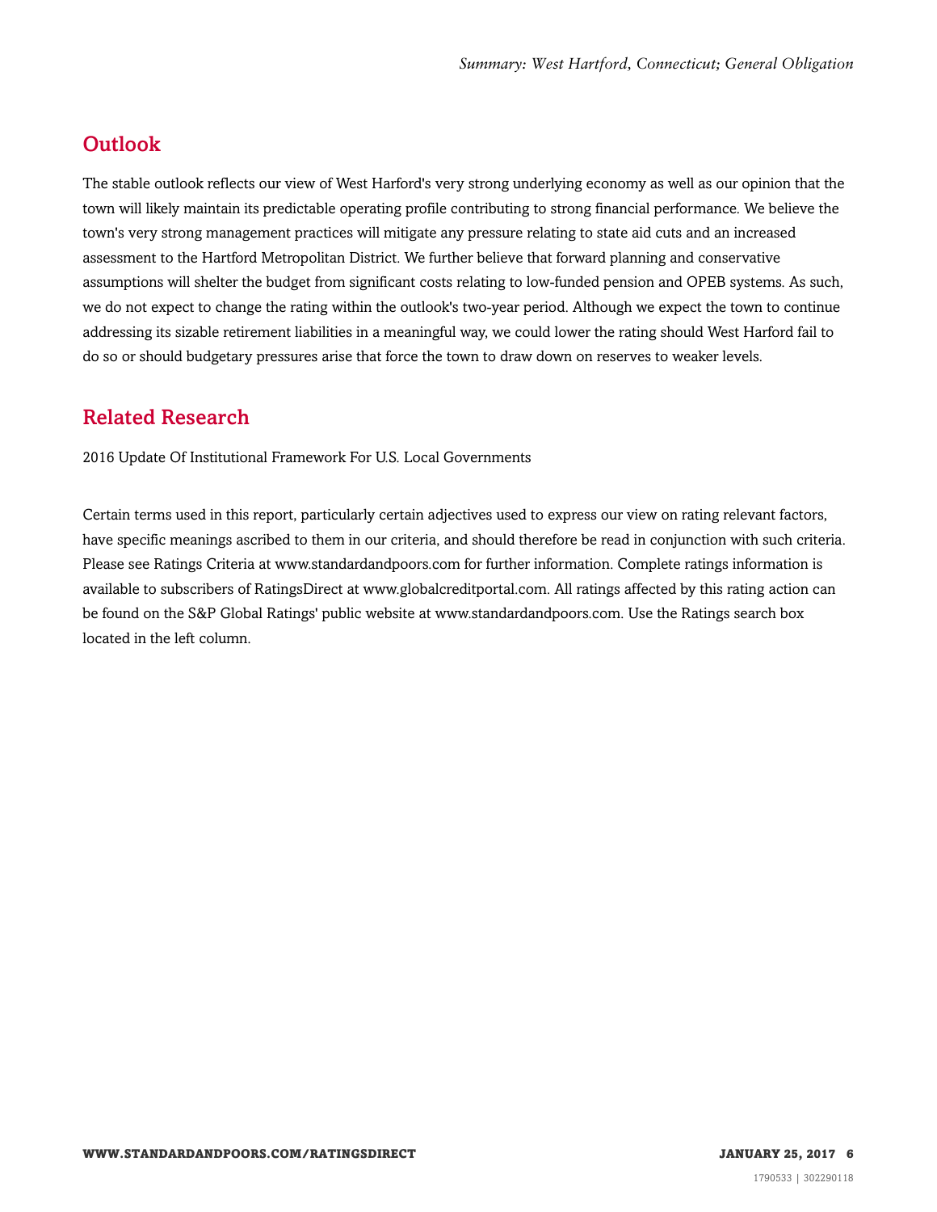## Outlook

The stable outlook reflects our view of West Harford's very strong underlying economy as well as our opinion that the town will likely maintain its predictable operating profile contributing to strong financial performance. We believe the town's very strong management practices will mitigate any pressure relating to state aid cuts and an increased assessment to the Hartford Metropolitan District. We further believe that forward planning and conservative assumptions will shelter the budget from significant costs relating to low-funded pension and OPEB systems. As such, we do not expect to change the rating within the outlook's two-year period. Although we expect the town to continue addressing its sizable retirement liabilities in a meaningful way, we could lower the rating should West Harford fail to do so or should budgetary pressures arise that force the town to draw down on reserves to weaker levels.

## Related Research

2016 Update Of Institutional Framework For U.S. Local Governments

Certain terms used in this report, particularly certain adjectives used to express our view on rating relevant factors, have specific meanings ascribed to them in our criteria, and should therefore be read in conjunction with such criteria. Please see Ratings Criteria at www.standardandpoors.com for further information. Complete ratings information is available to subscribers of RatingsDirect at www.globalcreditportal.com. All ratings affected by this rating action can be found on the S&P Global Ratings' public website at www.standardandpoors.com. Use the Ratings search box located in the left column.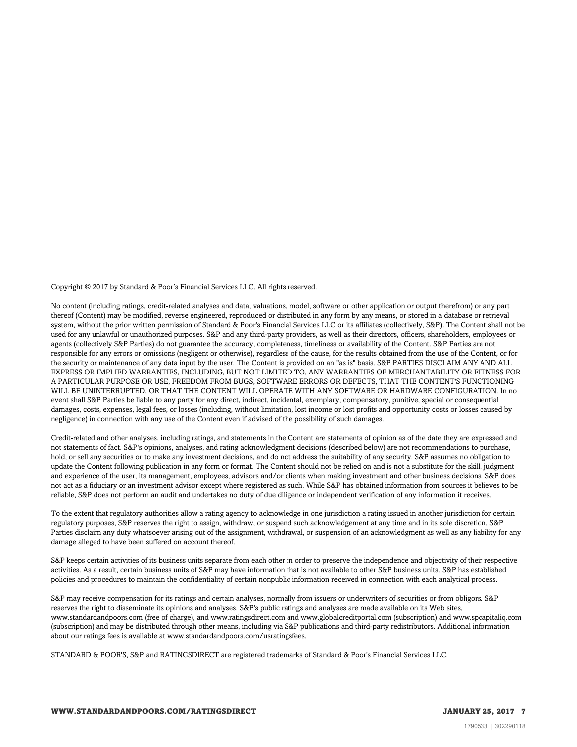Copyright © 2017 by Standard & Poor's Financial Services LLC. All rights reserved.

No content (including ratings, credit-related analyses and data, valuations, model, software or other application or output therefrom) or any part thereof (Content) may be modified, reverse engineered, reproduced or distributed in any form by any means, or stored in a database or retrieval system, without the prior written permission of Standard & Poor's Financial Services LLC or its affiliates (collectively, S&P). The Content shall not be used for any unlawful or unauthorized purposes. S&P and any third-party providers, as well as their directors, officers, shareholders, employees or agents (collectively S&P Parties) do not guarantee the accuracy, completeness, timeliness or availability of the Content. S&P Parties are not responsible for any errors or omissions (negligent or otherwise), regardless of the cause, for the results obtained from the use of the Content, or for the security or maintenance of any data input by the user. The Content is provided on an "as is" basis. S&P PARTIES DISCLAIM ANY AND ALL EXPRESS OR IMPLIED WARRANTIES, INCLUDING, BUT NOT LIMITED TO, ANY WARRANTIES OF MERCHANTABILITY OR FITNESS FOR A PARTICULAR PURPOSE OR USE, FREEDOM FROM BUGS, SOFTWARE ERRORS OR DEFECTS, THAT THE CONTENT'S FUNCTIONING WILL BE UNINTERRUPTED, OR THAT THE CONTENT WILL OPERATE WITH ANY SOFTWARE OR HARDWARE CONFIGURATION. In no event shall S&P Parties be liable to any party for any direct, indirect, incidental, exemplary, compensatory, punitive, special or consequential damages, costs, expenses, legal fees, or losses (including, without limitation, lost income or lost profits and opportunity costs or losses caused by negligence) in connection with any use of the Content even if advised of the possibility of such damages.

Credit-related and other analyses, including ratings, and statements in the Content are statements of opinion as of the date they are expressed and not statements of fact. S&P's opinions, analyses, and rating acknowledgment decisions (described below) are not recommendations to purchase, hold, or sell any securities or to make any investment decisions, and do not address the suitability of any security. S&P assumes no obligation to update the Content following publication in any form or format. The Content should not be relied on and is not a substitute for the skill, judgment and experience of the user, its management, employees, advisors and/or clients when making investment and other business decisions. S&P does not act as a fiduciary or an investment advisor except where registered as such. While S&P has obtained information from sources it believes to be reliable, S&P does not perform an audit and undertakes no duty of due diligence or independent verification of any information it receives.

To the extent that regulatory authorities allow a rating agency to acknowledge in one jurisdiction a rating issued in another jurisdiction for certain regulatory purposes, S&P reserves the right to assign, withdraw, or suspend such acknowledgement at any time and in its sole discretion. S&P Parties disclaim any duty whatsoever arising out of the assignment, withdrawal, or suspension of an acknowledgment as well as any liability for any damage alleged to have been suffered on account thereof.

S&P keeps certain activities of its business units separate from each other in order to preserve the independence and objectivity of their respective activities. As a result, certain business units of S&P may have information that is not available to other S&P business units. S&P has established policies and procedures to maintain the confidentiality of certain nonpublic information received in connection with each analytical process.

S&P may receive compensation for its ratings and certain analyses, normally from issuers or underwriters of securities or from obligors. S&P reserves the right to disseminate its opinions and analyses. S&P's public ratings and analyses are made available on its Web sites, www.standardandpoors.com (free of charge), and www.ratingsdirect.com and www.globalcreditportal.com (subscription) and www.spcapitaliq.com (subscription) and may be distributed through other means, including via S&P publications and third-party redistributors. Additional information about our ratings fees is available at www.standardandpoors.com/usratingsfees.

STANDARD & POOR'S, S&P and RATINGSDIRECT are registered trademarks of Standard & Poor's Financial Services LLC.